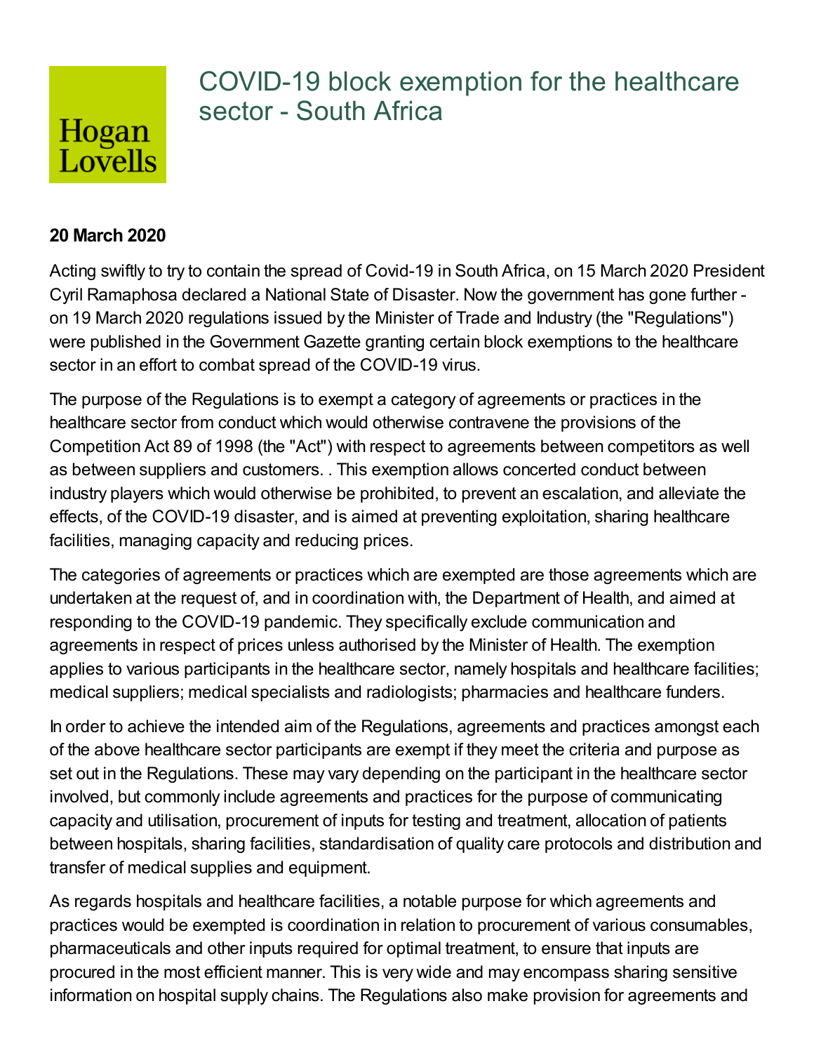Hogan Lovells

# COVID-19 block exemption for the healthcare sector - South Africa

**20 March 2020**

Acting swiftly to try to contain the spread of Covid-19 in South Africa, on 15 March 2020 President Cyril Ramaphosa declared a National State of Disaster. Now the government has gone further - on 19 March 2020 regulations issued by the Minister of Trade and Industry (the "Regulations") were published in the Government Gazette granting certain block exemptions to the healthcare sector in an effort to combat spread of the COVID-19 virus.

The purpose of the Regulations is to exempt a category of agreements or practices in the healthcare sector from conduct which would otherwise contravene the provisions of the Competition Act 89 of 1998 (the "Act") with respect to agreements between competitors as well as between suppliers and customers. . This exemption allows concerted conduct between industry players which would otherwise be prohibited, to prevent an escalation, and alleviate the effects, of the COVID-19 disaster, and is aimed at preventing exploitation, sharing healthcare facilities, managing capacity and reducing prices.

The categories of agreements or practices which are exempted are those agreements which are undertaken at the request of, and in coordination with, the Department of Health, and aimed at responding to the COVID-19 pandemic. They specifically exclude communication and agreements in respect of prices unless authorised by the Minister of Health. The exemption applies to various participants in the healthcare sector, namely hospitals and healthcare facilities; medical suppliers; medical specialists and radiologists; pharmacies and healthcare funders.

In order to achieve the intended aim of the Regulations, agreements and practices amongst each of the above healthcare sector participants are exempt if they meet the criteria and purpose as set out in the Regulations. These may vary depending on the participant in the healthcare sector involved, but commonly include agreements and practices for the purpose of communicating capacity and utilisation, procurement of inputs for testing and treatment, allocation of patients between hospitals, sharing facilities, standardisation of quality care protocols and distribution and transfer of medical supplies and equipment.

As regards hospitals and healthcare facilities, a notable purpose for which agreements and practices would be exempted is coordination in relation to procurement of various consumables, pharmaceuticals and other inputs required for optimal treatment, to ensure that inputs are procured in the most efficient manner. This is very wide and may encompass sharing sensitive information on hospital supply chains. The Regulations also make provision for agreements and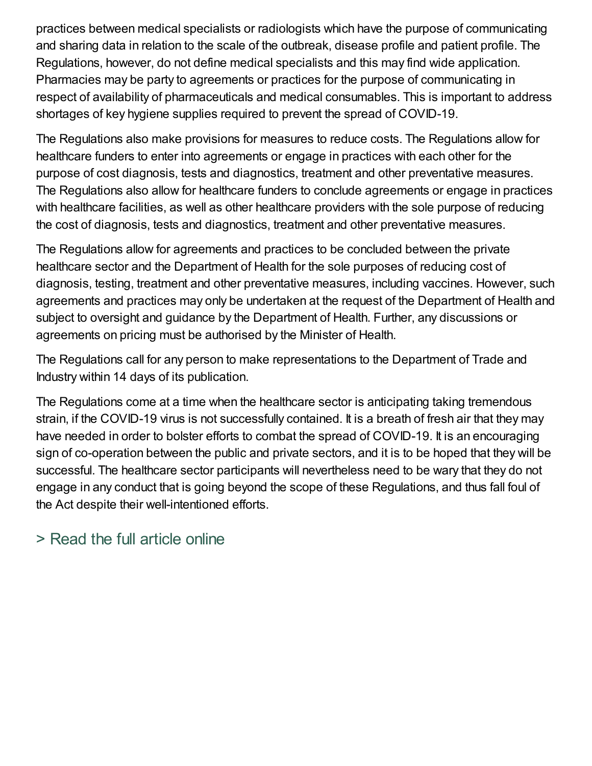practices between medical specialists or radiologists which have the purpose of communicating and sharing data in relation to the scale of the outbreak, disease profile and patient profile. The Regulations, however, do not define medical specialists and this may find wide application. Pharmacies may be party to agreements or practices for the purpose of communicating in respect of availability of pharmaceuticals and medical consumables. This is important to address shortages of key hygiene supplies required to prevent the spread of COVID-19.

The Regulations also make provisions for measures to reduce costs. The Regulations allow for healthcare funders to enter into agreements or engage in practices with each other for the purpose of cost diagnosis, tests and diagnostics, treatment and other preventative measures. The Regulations also allow for healthcare funders to conclude agreements or engage in practices with healthcare facilities, as well as other healthcare providers with the sole purpose of reducing the cost of diagnosis, tests and diagnostics, treatment and other preventative measures.

The Regulations allow for agreements and practices to be concluded between the private healthcare sector and the Department of Health for the sole purposes of reducing cost of diagnosis, testing, treatment and other preventative measures, including vaccines. However, such agreements and practices may only be undertaken at the request of the Department of Health and subject to oversight and guidance by the Department of Health. Further, any discussions or agreements on pricing must be authorised by the Minister of Health.

The Regulations call for any person to make representations to the Department of Trade and Industry within 14 days of its publication.

The Regulations come at a time when the healthcare sector is anticipating taking tremendous strain, if the COVID-19 virus is not successfully contained. It is a breath of fresh air that they may have needed in order to bolster efforts to combat the spread of COVID-19. It is an encouraging sign of co-operation between the public and private sectors, and it is to be hoped that they will be successful. The healthcare sector participants will nevertheless need to be wary that they do not engage in any conduct that is going beyond the scope of these Regulations, and thus fall foul of the Act despite their well-intentioned efforts.

> Read the full article online